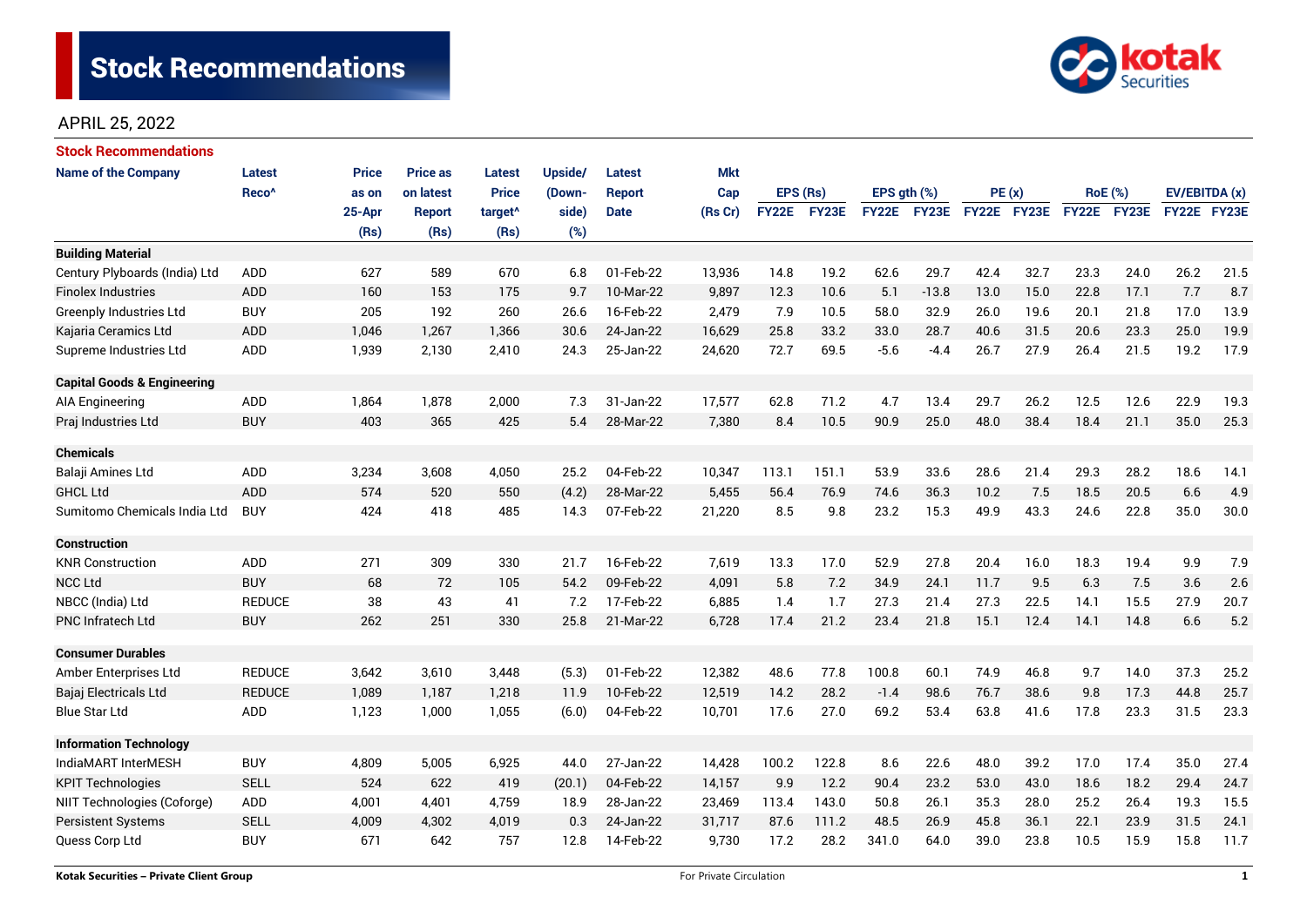# Stock Recommendations

APRIL 25, 2022

## Stock Recommendations

| Name of the Company | Latest Reco^ | Price as on 25-Apr (Rs) | Price as on latest Report (Rs) | Latest Price target^ (Rs) | Upside/ (Down-side) (%) | Latest Report Date | Mkt Cap (Rs Cr) | EPS (Rs) | | EPS gth (%) | | PE (x) | | RoE (%) | | EV/EBITDA (x) | |
|---|---|---|---|---|---|---|---|---|---|---|---|---|---|---|---|---|---|
| | | | | | | | | FY22E | FY23E | FY22E | FY23E | FY22E | FY23E | FY22E | FY23E | FY22E | FY23E |
| **Building Material** | | | | | | | | | | | | | | | | | |
| Century Plyboards (India) Ltd | ADD | 627 | 589 | 670 | 6.8 | 01-Feb-22 | 13,936 | 14.8 | 19.2 | 62.6 | 29.7 | 42.4 | 32.7 | 23.3 | 24.0 | 26.2 | 21.5 |
| Finolex Industries | ADD | 160 | 153 | 175 | 9.7 | 10-Mar-22 | 9,897 | 12.3 | 10.6 | 5.1 | -13.8 | 13.0 | 15.0 | 22.8 | 17.1 | 7.7 | 8.7 |
| Greenply Industries Ltd | BUY | 205 | 192 | 260 | 26.6 | 16-Feb-22 | 2,479 | 7.9 | 10.5 | 58.0 | 32.9 | 26.0 | 19.6 | 20.1 | 21.8 | 17.0 | 13.9 |
| Kajaria Ceramics Ltd | ADD | 1,046 | 1,267 | 1,366 | 30.6 | 24-Jan-22 | 16,629 | 25.8 | 33.2 | 33.0 | 28.7 | 40.6 | 31.5 | 20.6 | 23.3 | 25.0 | 19.9 |
| Supreme Industries Ltd | ADD | 1,939 | 2,130 | 2,410 | 24.3 | 25-Jan-22 | 24,620 | 72.7 | 69.5 | -5.6 | -4.4 | 26.7 | 27.9 | 26.4 | 21.5 | 19.2 | 17.9 |
| **Capital Goods & Engineering** | | | | | | | | | | | | | | | | | |
| AIA Engineering | ADD | 1,864 | 1,878 | 2,000 | 7.3 | 31-Jan-22 | 17,577 | 62.8 | 71.2 | 4.7 | 13.4 | 29.7 | 26.2 | 12.5 | 12.6 | 22.9 | 19.3 |
| Praj Industries Ltd | BUY | 403 | 365 | 425 | 5.4 | 28-Mar-22 | 7,380 | 8.4 | 10.5 | 90.9 | 25.0 | 48.0 | 38.4 | 18.4 | 21.1 | 35.0 | 25.3 |
| **Chemicals** | | | | | | | | | | | | | | | | | |
| Balaji Amines Ltd | ADD | 3,234 | 3,608 | 4,050 | 25.2 | 04-Feb-22 | 10,347 | 113.1 | 151.1 | 53.9 | 33.6 | 28.6 | 21.4 | 29.3 | 28.2 | 18.6 | 14.1 |
| GHCL Ltd | ADD | 574 | 520 | 550 | (4.2) | 28-Mar-22 | 5,455 | 56.4 | 76.9 | 74.6 | 36.3 | 10.2 | 7.5 | 18.5 | 20.5 | 6.6 | 4.9 |
| Sumitomo Chemicals India Ltd | BUY | 424 | 418 | 485 | 14.3 | 07-Feb-22 | 21,220 | 8.5 | 9.8 | 23.2 | 15.3 | 49.9 | 43.3 | 24.6 | 22.8 | 35.0 | 30.0 |
| **Construction** | | | | | | | | | | | | | | | | | |
| KNR Construction | ADD | 271 | 309 | 330 | 21.7 | 16-Feb-22 | 7,619 | 13.3 | 17.0 | 52.9 | 27.8 | 20.4 | 16.0 | 18.3 | 19.4 | 9.9 | 7.9 |
| NCC Ltd | BUY | 68 | 72 | 105 | 54.2 | 09-Feb-22 | 4,091 | 5.8 | 7.2 | 34.9 | 24.1 | 11.7 | 9.5 | 6.3 | 7.5 | 3.6 | 2.6 |
| NBCC (India) Ltd | REDUCE | 38 | 43 | 41 | 7.2 | 17-Feb-22 | 6,885 | 1.4 | 1.7 | 27.3 | 21.4 | 27.3 | 22.5 | 14.1 | 15.5 | 27.9 | 20.7 |
| PNC Infratech Ltd | BUY | 262 | 251 | 330 | 25.8 | 21-Mar-22 | 6,728 | 17.4 | 21.2 | 23.4 | 21.8 | 15.1 | 12.4 | 14.1 | 14.8 | 6.6 | 5.2 |
| **Consumer Durables** | | | | | | | | | | | | | | | | | |
| Amber Enterprises Ltd | REDUCE | 3,642 | 3,610 | 3,448 | (5.3) | 01-Feb-22 | 12,382 | 48.6 | 77.8 | 100.8 | 60.1 | 74.9 | 46.8 | 9.7 | 14.0 | 37.3 | 25.2 |
| Bajaj Electricals Ltd | REDUCE | 1,089 | 1,187 | 1,218 | 11.9 | 10-Feb-22 | 12,519 | 14.2 | 28.2 | -1.4 | 98.6 | 76.7 | 38.6 | 9.8 | 17.3 | 44.8 | 25.7 |
| Blue Star Ltd | ADD | 1,123 | 1,000 | 1,055 | (6.0) | 04-Feb-22 | 10,701 | 17.6 | 27.0 | 69.2 | 53.4 | 63.8 | 41.6 | 17.8 | 23.3 | 31.5 | 23.3 |
| **Information Technology** | | | | | | | | | | | | | | | | | |
| IndiaMART InterMESH | BUY | 4,809 | 5,005 | 6,925 | 44.0 | 27-Jan-22 | 14,428 | 100.2 | 122.8 | 8.6 | 22.6 | 48.0 | 39.2 | 17.0 | 17.4 | 35.0 | 27.4 |
| KPIT Technologies | SELL | 524 | 622 | 419 | (20.1) | 04-Feb-22 | 14,157 | 9.9 | 12.2 | 90.4 | 23.2 | 53.0 | 43.0 | 18.6 | 18.2 | 29.4 | 24.7 |
| NIIT Technologies (Coforge) | ADD | 4,001 | 4,401 | 4,759 | 18.9 | 28-Jan-22 | 23,469 | 113.4 | 143.0 | 50.8 | 26.1 | 35.3 | 28.0 | 25.2 | 26.4 | 19.3 | 15.5 |
| Persistent Systems | SELL | 4,009 | 4,302 | 4,019 | 0.3 | 24-Jan-22 | 31,717 | 87.6 | 111.2 | 48.5 | 26.9 | 45.8 | 36.1 | 22.1 | 23.9 | 31.5 | 24.1 |
| Quess Corp Ltd | BUY | 671 | 642 | 757 | 12.8 | 14-Feb-22 | 9,730 | 17.2 | 28.2 | 341.0 | 64.0 | 39.0 | 23.8 | 10.5 | 15.9 | 15.8 | 11.7 |

Kotak Securities – Private Client Group | For Private Circulation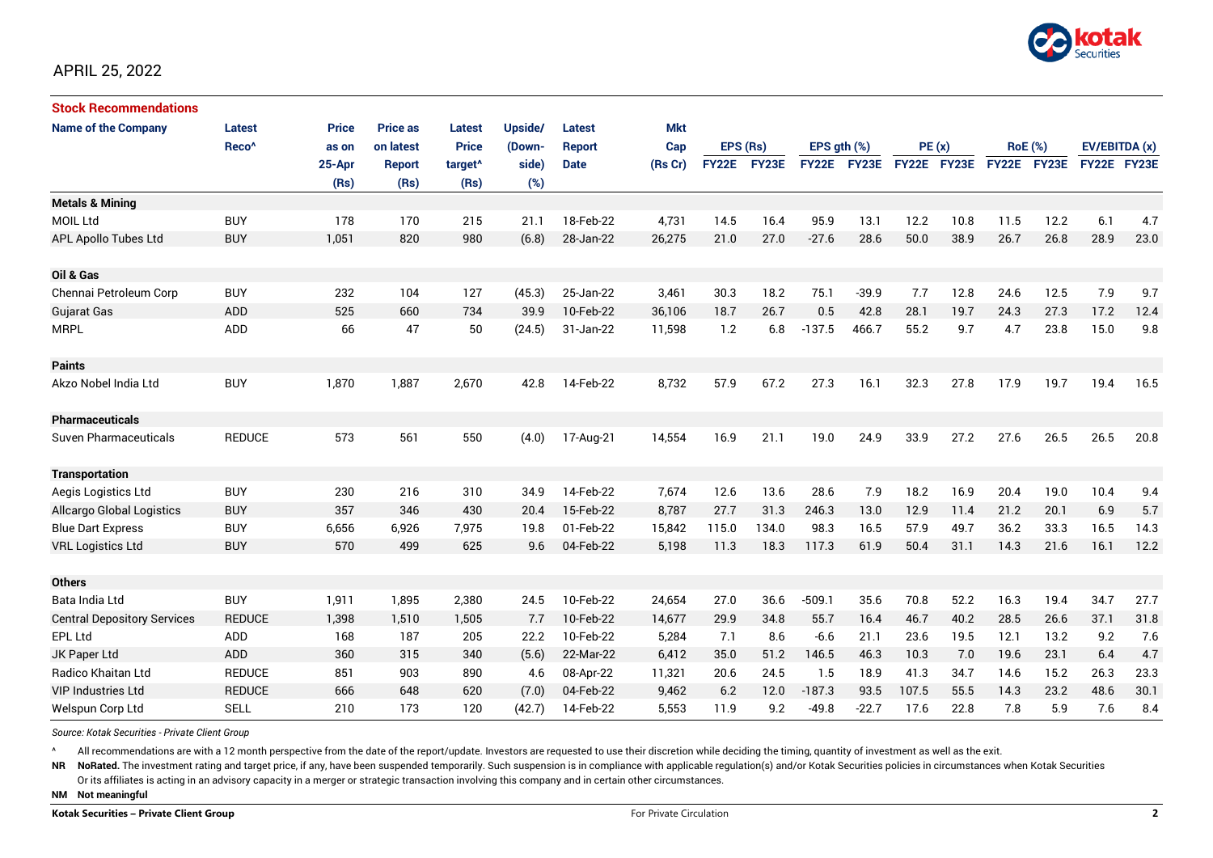APRIL 25, 2022

## Stock Recommendations

| Name of the Company | Latest Reco^ | Price as on 25-Apr (Rs) | Price as on latest Report (Rs) | Latest Price target^ (Rs) | Upside/ (Down-side) (%) | Latest Report Date | Mkt Cap (Rs Cr) | EPS (Rs) | | EPS gth (%) | | PE (x) | | RoE (%) | | EV/EBITDA (x) | |
|---|---|---|---|---|---|---|---|---|---|---|---|---|---|---|---|---|---|
| | | | | | | | | FY22E | FY23E | FY22E | FY23E | FY22E | FY23E | FY22E | FY23E | FY22E | FY23E |
| **Metals & Mining** | | | | | | | | | | | | | | | | | |
| MOIL Ltd | BUY | 178 | 170 | 215 | 21.1 | 18-Feb-22 | 4,731 | 14.5 | 16.4 | 95.9 | 13.1 | 12.2 | 10.8 | 11.5 | 12.2 | 6.1 | 4.7 |
| APL Apollo Tubes Ltd | BUY | 1,051 | 820 | 980 | (6.8) | 28-Jan-22 | 26,275 | 21.0 | 27.0 | -27.6 | 28.6 | 50.0 | 38.9 | 26.7 | 26.8 | 28.9 | 23.0 |
| **Oil & Gas** | | | | | | | | | | | | | | | | | |
| Chennai Petroleum Corp | BUY | 232 | 104 | 127 | (45.3) | 25-Jan-22 | 3,461 | 30.3 | 18.2 | 75.1 | -39.9 | 7.7 | 12.8 | 24.6 | 12.5 | 7.9 | 9.7 |
| Gujarat Gas | ADD | 525 | 660 | 734 | 39.9 | 10-Feb-22 | 36,106 | 18.7 | 26.7 | 0.5 | 42.8 | 28.1 | 19.7 | 24.3 | 27.3 | 17.2 | 12.4 |
| MRPL | ADD | 66 | 47 | 50 | (24.5) | 31-Jan-22 | 11,598 | 1.2 | 6.8 | -137.5 | 466.7 | 55.2 | 9.7 | 4.7 | 23.8 | 15.0 | 9.8 |
| **Paints** | | | | | | | | | | | | | | | | | |
| Akzo Nobel India Ltd | BUY | 1,870 | 1,887 | 2,670 | 42.8 | 14-Feb-22 | 8,732 | 57.9 | 67.2 | 27.3 | 16.1 | 32.3 | 27.8 | 17.9 | 19.7 | 19.4 | 16.5 |
| **Pharmaceuticals** | | | | | | | | | | | | | | | | | |
| Suven Pharmaceuticals | REDUCE | 573 | 561 | 550 | (4.0) | 17-Aug-21 | 14,554 | 16.9 | 21.1 | 19.0 | 24.9 | 33.9 | 27.2 | 27.6 | 26.5 | 26.5 | 20.8 |
| **Transportation** | | | | | | | | | | | | | | | | | |
| Aegis Logistics Ltd | BUY | 230 | 216 | 310 | 34.9 | 14-Feb-22 | 7,674 | 12.6 | 13.6 | 28.6 | 7.9 | 18.2 | 16.9 | 20.4 | 19.0 | 10.4 | 9.4 |
| Allcargo Global Logistics | BUY | 357 | 346 | 430 | 20.4 | 15-Feb-22 | 8,787 | 27.7 | 31.3 | 246.3 | 13.0 | 12.9 | 11.4 | 21.2 | 20.1 | 6.9 | 5.7 |
| Blue Dart Express | BUY | 6,656 | 6,926 | 7,975 | 19.8 | 01-Feb-22 | 15,842 | 115.0 | 134.0 | 98.3 | 16.5 | 57.9 | 49.7 | 36.2 | 33.3 | 16.5 | 14.3 |
| VRL Logistics Ltd | BUY | 570 | 499 | 625 | 9.6 | 04-Feb-22 | 5,198 | 11.3 | 18.3 | 117.3 | 61.9 | 50.4 | 31.1 | 14.3 | 21.6 | 16.1 | 12.2 |
| **Others** | | | | | | | | | | | | | | | | | |
| Bata India Ltd | BUY | 1,911 | 1,895 | 2,380 | 24.5 | 10-Feb-22 | 24,654 | 27.0 | 36.6 | -509.1 | 35.6 | 70.8 | 52.2 | 16.3 | 19.4 | 34.7 | 27.7 |
| Central Depository Services | REDUCE | 1,398 | 1,510 | 1,505 | 7.7 | 10-Feb-22 | 14,677 | 29.9 | 34.8 | 55.7 | 16.4 | 46.7 | 40.2 | 28.5 | 26.6 | 37.1 | 31.8 |
| EPL Ltd | ADD | 168 | 187 | 205 | 22.2 | 10-Feb-22 | 5,284 | 7.1 | 8.6 | -6.6 | 21.1 | 23.6 | 19.5 | 12.1 | 13.2 | 9.2 | 7.6 |
| JK Paper Ltd | ADD | 360 | 315 | 340 | (5.6) | 22-Mar-22 | 6,412 | 35.0 | 51.2 | 146.5 | 46.3 | 10.3 | 7.0 | 19.6 | 23.1 | 6.4 | 4.7 |
| Radico Khaitan Ltd | REDUCE | 851 | 903 | 890 | 4.6 | 08-Apr-22 | 11,321 | 20.6 | 24.5 | 1.5 | 18.9 | 41.3 | 34.7 | 14.6 | 15.2 | 26.3 | 23.3 |
| VIP Industries Ltd | REDUCE | 666 | 648 | 620 | (7.0) | 04-Feb-22 | 9,462 | 6.2 | 12.0 | -187.3 | 93.5 | 107.5 | 55.5 | 14.3 | 23.2 | 48.6 | 30.1 |
| Welspun Corp Ltd | SELL | 210 | 173 | 120 | (42.7) | 14-Feb-22 | 5,553 | 11.9 | 9.2 | -49.8 | -22.7 | 17.6 | 22.8 | 7.8 | 5.9 | 7.6 | 8.4 |

*Source: Kotak Securities - Private Client Group*

^ All recommendations are with a 12 month perspective from the date of the report/update. Investors are requested to use their discretion while deciding the timing, quantity of investment as well as the exit.

**NR** **NoRated.** The investment rating and target price, if any, have been suspended temporarily. Such suspension is in compliance with applicable regulation(s) and/or Kotak Securities policies in circumstances when Kotak Securities Or its affiliates is acting in an advisory capacity in a merger or strategic transaction involving this company and in certain other circumstances.

**NM** **Not meaningful**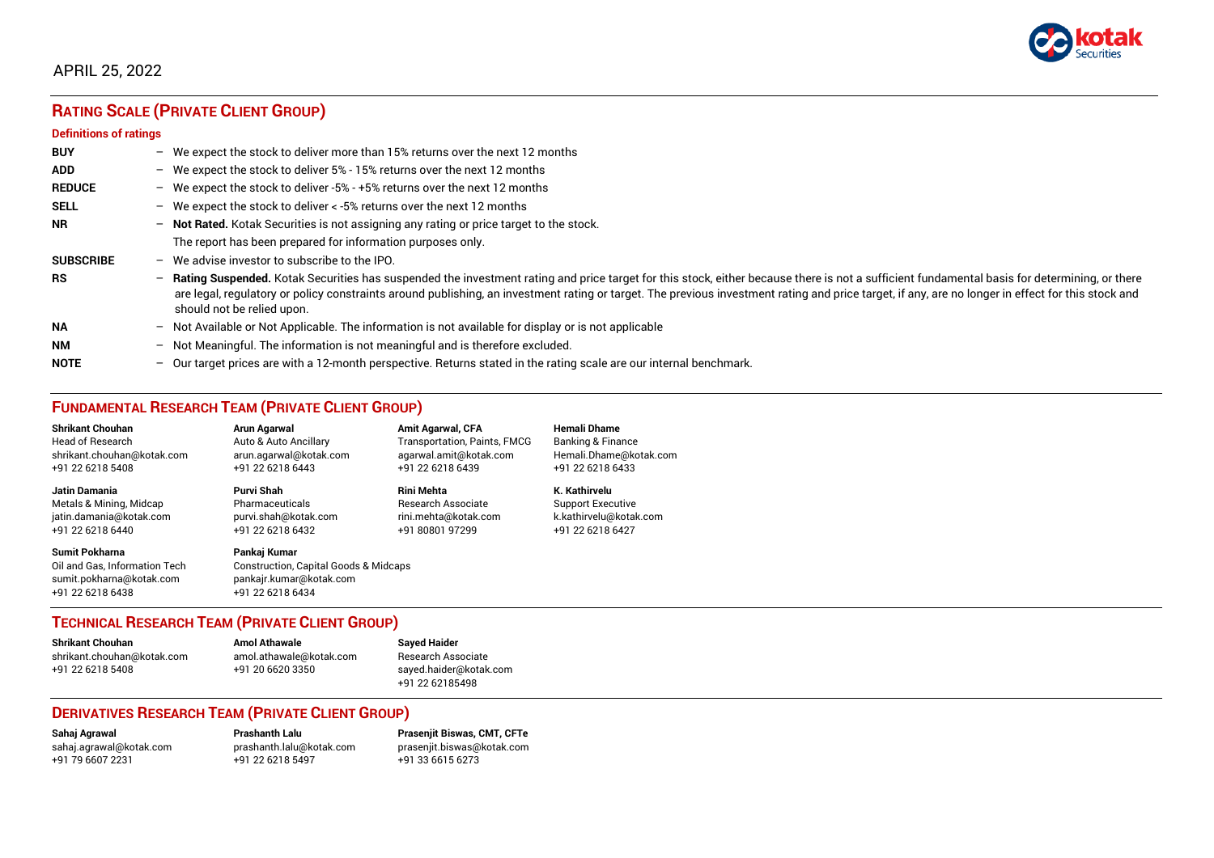APRIL 25, 2022

## RATING SCALE (PRIVATE CLIENT GROUP)

### Definitions of ratings

| | |
|---|---|
| **BUY** | – We expect the stock to deliver more than 15% returns over the next 12 months |
| **ADD** | – We expect the stock to deliver 5% - 15% returns over the next 12 months |
| **REDUCE** | – We expect the stock to deliver -5% - +5% returns over the next 12 months |
| **SELL** | – We expect the stock to deliver < -5% returns over the next 12 months |
| **NR** | – **Not Rated.** Kotak Securities is not assigning any rating or price target to the stock. The report has been prepared for information purposes only. |
| **SUBSCRIBE** | – We advise investor to subscribe to the IPO. |
| **RS** | – **Rating Suspended.** Kotak Securities has suspended the investment rating and price target for this stock, either because there is not a sufficient fundamental basis for determining, or there are legal, regulatory or policy constraints around publishing, an investment rating or target. The previous investment rating and price target, if any, are no longer in effect for this stock and should not be relied upon. |
| **NA** | – Not Available or Not Applicable. The information is not available for display or is not applicable |
| **NM** | – Not Meaningful. The information is not meaningful and is therefore excluded. |
| **NOTE** | – Our target prices are with a 12-month perspective. Returns stated in the rating scale are our internal benchmark. |

## FUNDAMENTAL RESEARCH TEAM (PRIVATE CLIENT GROUP)

**Shrikant Chouhan**
Head of Research
shrikant.chouhan@kotak.com
+91 22 6218 5408

**Arun Agarwal**
Auto & Auto Ancillary
arun.agarwal@kotak.com
+91 22 6218 6443

**Amit Agarwal, CFA**
Transportation, Paints, FMCG
agarwal.amit@kotak.com
+91 22 6218 6439

**Hemali Dhame**
Banking & Finance
Hemali.Dhame@kotak.com
+91 22 6218 6433

**Jatin Damania**
Metals & Mining, Midcap
jatin.damania@kotak.com
+91 22 6218 6440

**Purvi Shah**
Pharmaceuticals
purvi.shah@kotak.com
+91 22 6218 6432

**Rini Mehta**
Research Associate
rini.mehta@kotak.com
+91 80801 97299

**K. Kathirvelu**
Support Executive
k.kathirvelu@kotak.com
+91 22 6218 6427

**Sumit Pokharna**
Oil and Gas, Information Tech
sumit.pokharna@kotak.com
+91 22 6218 6438

**Pankaj Kumar**
Construction, Capital Goods & Midcaps
pankajr.kumar@kotak.com
+91 22 6218 6434

## TECHNICAL RESEARCH TEAM (PRIVATE CLIENT GROUP)

**Shrikant Chouhan**
shrikant.chouhan@kotak.com
+91 22 6218 5408

**Amol Athawale**
amol.athawale@kotak.com
+91 20 6620 3350

**Sayed Haider**
Research Associate
sayed.haider@kotak.com
+91 22 62185498

## DERIVATIVES RESEARCH TEAM (PRIVATE CLIENT GROUP)

**Sahaj Agrawal**
sahaj.agrawal@kotak.com
+91 79 6607 2231

**Prashanth Lalu**
prashanth.lalu@kotak.com
+91 22 6218 5497

**Prasenjit Biswas, CMT, CFTe**
prasenjit.biswas@kotak.com
+91 33 6615 6273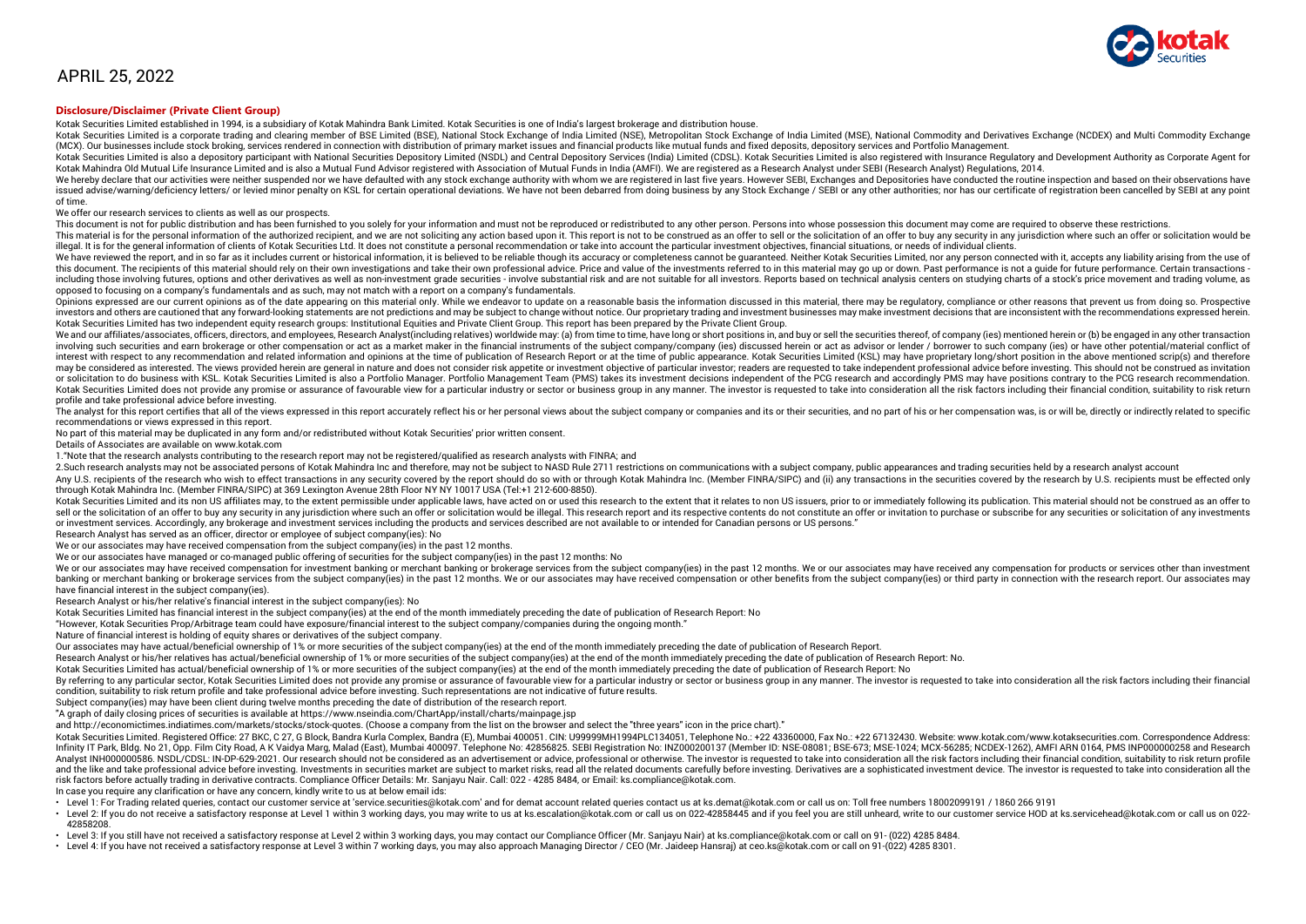APRIL 25, 2022

### Disclosure/Disclaimer (Private Client Group)

Kotak Securities Limited established in 1994, is a subsidiary of Kotak Mahindra Bank Limited. Kotak Securities is one of India's largest brokerage and distribution house.

Kotak Securities Limited is a corporate trading and clearing member of BSE Limited (BSE), National Stock Exchange of India Limited (NSE), Metropolitan Stock Exchange of India Limited (MSE), National Commodity and Derivatives Exchange (NCDEX) and Multi Commodity Exchange (MCX). Our businesses include stock broking, services rendered in connection with distribution of primary market issues and financial products like mutual funds and fixed deposits, depository services and Portfolio Management.

Kotak Securities Limited is also a depository participant with National Securities Depository Limited (NSDL) and Central Depository Services (India) Limited (CDSL). Kotak Securities Limited is also registered with Insurance Regulatory and Development Authority as Corporate Agent for Kotak Mahindra Old Mutual Life Insurance Limited and is also a Mutual Fund Advisor registered with Association of Mutual Funds in India (AMFI). We are registered as a Research Analyst under SEBI (Research Analyst) Regulations, 2014.

We hereby declare that our activities were neither suspended nor we have defaulted with any stock exchange authority with whom we are registered in last five years. However SEBI, Exchanges and Depositories have conducted the routine inspection and based on their observations have issued advise/warning/deficiency letters/ or levied minor penalty on KSL for certain operational deviations. We have not been debarred from doing business by any Stock Exchange / SEBI or any other authorities; nor has our certificate of registration been cancelled by SEBI at any point of time.

We offer our research services to clients as well as our prospects.

This document is not for public distribution and has been furnished to you solely for your information and must not be reproduced or redistributed to any other person. Persons into whose possession this document may come are required to observe these restrictions.

This material is for the personal information of the authorized recipient, and we are not soliciting any action based upon it. This report is not to be construed as an offer to sell or the solicitation of an offer to buy any security in any jurisdiction where such an offer or solicitation would be illegal. It is for the general information of clients of Kotak Securities Ltd. It does not constitute a personal recommendation or take into account the particular investment objectives, financial situations, or needs of individual clients.

We have reviewed the report, and in so far as it includes current or historical information, it is believed to be reliable though its accuracy or completeness cannot be guaranteed. Neither Kotak Securities Limited, nor any person connected with it, accepts any liability arising from the use of this document. The recipients of this material should rely on their own investigations and take their own professional advice. Price and value of the investments referred to in this material may go up or down. Past performance is not a guide for future performance. Certain transactions - including those involving futures, options and other derivatives as well as non-investment grade securities - involve substantial risk and are not suitable for all investors. Reports based on technical analysis centers on studying charts of a stock's price movement and trading volume, as opposed to focusing on a company's fundamentals and as such, may not match with a report on a company's fundamentals.

Opinions expressed are our current opinions as of the date appearing on this material only. While we endeavor to update on a reasonable basis the information discussed in this material, there may be regulatory, compliance or other reasons that prevent us from doing so. Prospective investors and others are cautioned that any forward-looking statements are not predictions and may be subject to change without notice. Our proprietary trading and investment businesses may make investment decisions that are inconsistent with the recommendations expressed herein. Kotak Securities Limited has two independent equity research groups: Institutional Equities and Private Client Group. This report has been prepared by the Private Client Group.

We and our affiliates/associates, officers, directors, and employees, Research Analyst(including relatives) worldwide may: (a) from time to time, have long or short positions in, and buy or sell the securities thereof, of company (ies) mentioned herein or (b) be engaged in any other transaction involving such securities and earn brokerage or other compensation or act as a market maker in the financial instruments of the subject company/company (ies) discussed herein or act as advisor or lender / borrower to such company (ies) or have other potential/material conflict of interest with respect to any recommendation and related information and opinions at the time of publication of Research Report or at the time of public appearance. Kotak Securities Limited (KSL) may have proprietary long/short position in the above mentioned scrip(s) and therefore may be considered as interested. The views provided herein are general in nature and does not consider risk appetite or investment objective of particular investor; readers are requested to take independent professional advice before investing. This should not be construed as invitation or solicitation to do business with KSL. Kotak Securities Limited is also a Portfolio Manager. Portfolio Management Team (PMS) takes its investment decisions independent of the PCG research and accordingly PMS may have positions contrary to the PCG research recommendation. Kotak Securities Limited does not provide any promise or assurance of favourable view for a particular industry or sector or business group in any manner. The investor is requested to take into consideration all the risk factors including their financial condition, suitability to risk return profile and take professional advice before investing.

The analyst for this report certifies that all of the views expressed in this report accurately reflect his or her personal views about the subject company or companies and its or their securities, and no part of his or her compensation was, is or will be, directly or indirectly related to specific recommendations or views expressed in this report.

No part of this material may be duplicated in any form and/or redistributed without Kotak Securities' prior written consent.

Details of Associates are available on www.kotak.com

1."Note that the research analysts contributing to the research report may not be registered/qualified as research analysts with FINRA; and

2.Such research analysts may not be associated persons of Kotak Mahindra Inc and therefore, may not be subject to NASD Rule 2711 restrictions on communications with a subject company, public appearances and trading securities held by a research analyst account

Any U.S. recipients of the research who wish to effect transactions in any security covered by the report should do so with or through Kotak Mahindra Inc. (Member FINRA/SIPC) and (ii) any transactions in the securities covered by the research by U.S. recipients must be effected only through Kotak Mahindra Inc. (Member FINRA/SIPC) at 369 Lexington Avenue 28th Floor NY NY 10017 USA (Tel:+1 212-600-8850).

Kotak Securities Limited and its non US affiliates may, to the extent permissible under applicable laws, have acted on or used this research to the extent that it relates to non US issuers, prior to or immediately following its publication. This material should not be construed as an offer to sell or the solicitation of an offer to buy any security in any jurisdiction where such an offer or solicitation would be illegal. This research report and its respective contents do not constitute an offer or invitation to purchase or subscribe for any securities or solicitation of any investments or investment services. Accordingly, any brokerage and investment services including the products and services described are not available to or intended for Canadian persons or US persons."

Research Analyst has served as an officer, director or employee of subject company(ies): No

We or our associates may have received compensation from the subject company(ies) in the past 12 months.

We or our associates have managed or co-managed public offering of securities for the subject company(ies) in the past 12 months: No

We or our associates may have received compensation for investment banking or merchant banking or brokerage services from the subject company(ies) in the past 12 months. We or our associates may have received any compensation for products or services other than investment banking or merchant banking or brokerage services from the subject company(ies) in the past 12 months. We or our associates may have received compensation or other benefits from the subject company(ies) or third party in connection with the research report. Our associates may have financial interest in the subject company(ies).

Research Analyst or his/her relative's financial interest in the subject company(ies): No

Kotak Securities Limited has financial interest in the subject company(ies) at the end of the month immediately preceding the date of publication of Research Report: No

"However, Kotak Securities Prop/Arbitrage team could have exposure/financial interest to the subject company/companies during the ongoing month."

Nature of financial interest is holding of equity shares or derivatives of the subject company.

Our associates may have actual/beneficial ownership of 1% or more securities of the subject company(ies) at the end of the month immediately preceding the date of publication of Research Report.

Research Analyst or his/her relatives has actual/beneficial ownership of 1% or more securities of the subject company(ies) at the end of the month immediately preceding the date of publication of Research Report: No.

Kotak Securities Limited has actual/beneficial ownership of 1% or more securities of the subject company(ies) at the end of the month immediately preceding the date of publication of Research Report: No

By referring to any particular sector, Kotak Securities Limited does not provide any promise or assurance of favourable view for a particular industry or sector or business group in any manner. The investor is requested to take into consideration all the risk factors including their financial condition, suitability to risk return profile and take professional advice before investing. Such representations are not indicative of future results.

Subject company(ies) may have been client during twelve months preceding the date of distribution of the research report.

"A graph of daily closing prices of securities is available at https://www.nseindia.com/ChartApp/install/charts/mainpage.jsp

and http://economictimes.indiatimes.com/markets/stocks/stock-quotes. (Choose a company from the list on the browser and select the "three years" icon in the price chart)."

Kotak Securities Limited. Registered Office: 27 BKC, C 27, G Block, Bandra Kurla Complex, Bandra (E), Mumbai 400051. CIN: U99999MH1994PLC134051, Telephone No.: +22 43360000, Fax No.: +22 67132430. Website: www.kotak.com/www.kotaksecurities.com. Correspondence Address: Infinity IT Park, Bldg. No 21, Opp. Film City Road, A K Vaidya Marg, Malad (East), Mumbai 400097. Telephone No: 42856825. SEBI Registration No: INZ000200137 (Member ID: NSE-08081; BSE-673; MSE-1024; MCX-56285; NCDEX-1262), AMFI ARN 0164, PMS INP000000258 and Research Analyst INH000000586. NSDL/CDSL: IN-DP-629-2021. Our research should not be considered as an advertisement or advice, professional or otherwise. The investor is requested to take into consideration all the risk factors including their financial condition, suitability to risk return profile and the like and take professional advice before investing. Investments in securities market are subject to market risks, read all the related documents carefully before investing. Derivatives are a sophisticated investment device. The investor is requested to take into consideration all the risk factors before actually trading in derivative contracts. Compliance Officer Details: Mr. Sanjayu Nair. Call: 022 - 4285 8484, or Email: ks.compliance@kotak.com.

In case you require any clarification or have any concern, kindly write to us at below email ids:

- Level 1: For Trading related queries, contact our customer service at 'service.securities@kotak.com' and for demat account related queries contact us at ks.demat@kotak.com or call us on: Toll free numbers 18002099191 / 1860 266 9191
- Level 2: If you do not receive a satisfactory response at Level 1 within 3 working days, you may write to us at ks.escalation@kotak.com or call us on 022-42858445 and if you feel you are still unheard, write to our customer service HOD at ks.servicehead@kotak.com or call us on 022-42858208.
- Level 3: If you still have not received a satisfactory response at Level 2 within 3 working days, you may contact our Compliance Officer (Mr. Sanjayu Nair) at ks.compliance@kotak.com or call on 91- (022) 4285 8484.
- Level 4: If you have not received a satisfactory response at Level 3 within 7 working days, you may also approach Managing Director / CEO (Mr. Jaideep Hansraj) at ceo.ks@kotak.com or call on 91-(022) 4285 8301.